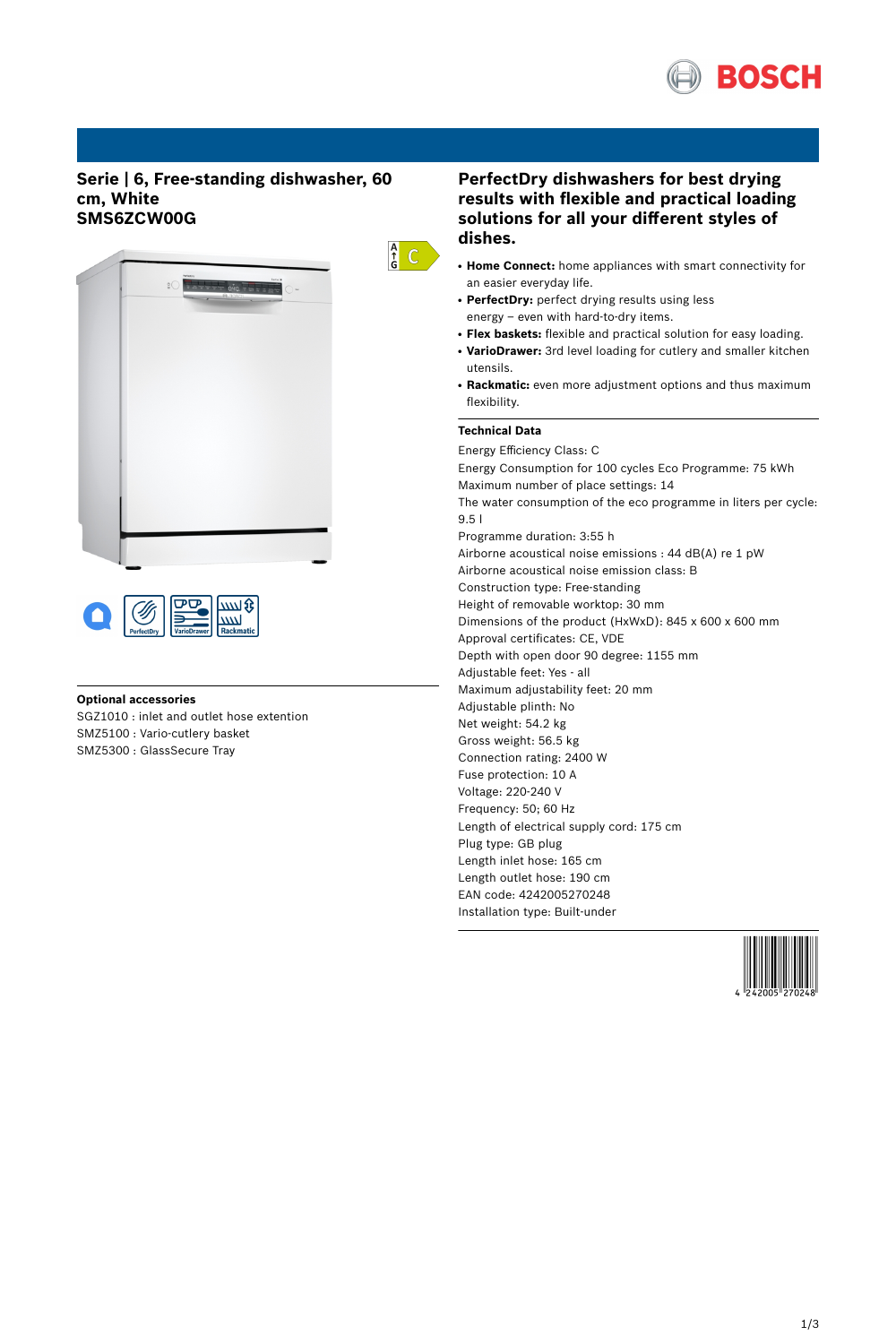# Serie | 6, Free-standing dishwasher, 60 cm, White

## SMS6ZCW00G

## PerfectDry dishwashers for best drying results with flexible and practical loading solutions for all your different styles of dishes.

- **Home Connect:** home appliances with smart connectivity for an easier everyday life.
- **PerfectDry:** perfect drying results using less energy – even with hard-to-dry items.
- **Flex baskets:** flexible and practical solution for easy loading.
- **VarioDrawer:** 3rd level loading for cutlery and smaller kitchen utensils.
- **Rackmatic:** even more adjustment options and thus maximum flexibility.

### Technical Data

Energy Efficiency Class: C
Energy Consumption for 100 cycles Eco Programme: 75 kWh
Maximum number of place settings: 14
The water consumption of the eco programme in liters per cycle: 9.5 l
Programme duration: 3:55 h
Airborne acoustical noise emissions : 44 dB(A) re 1 pW
Airborne acoustical noise emission class: B
Construction type: Free-standing
Height of removable worktop: 30 mm
Dimensions of the product (HxWxD): 845 x 600 x 600 mm
Approval certificates: CE, VDE
Depth with open door 90 degree: 1155 mm
Adjustable feet: Yes - all
Maximum adjustability feet: 20 mm
Adjustable plinth: No
Net weight: 54.2 kg
Gross weight: 56.5 kg
Connection rating: 2400 W
Fuse protection: 10 A
Voltage: 220-240 V
Frequency: 50; 60 Hz
Length of electrical supply cord: 175 cm
Plug type: GB plug
Length inlet hose: 165 cm
Length outlet hose: 190 cm
EAN code: 4242005270248
Installation type: Built-under

### Optional accessories

SGZ1010 : inlet and outlet hose extention
SMZ5100 : Vario-cutlery basket
SMZ5300 : GlassSecure Tray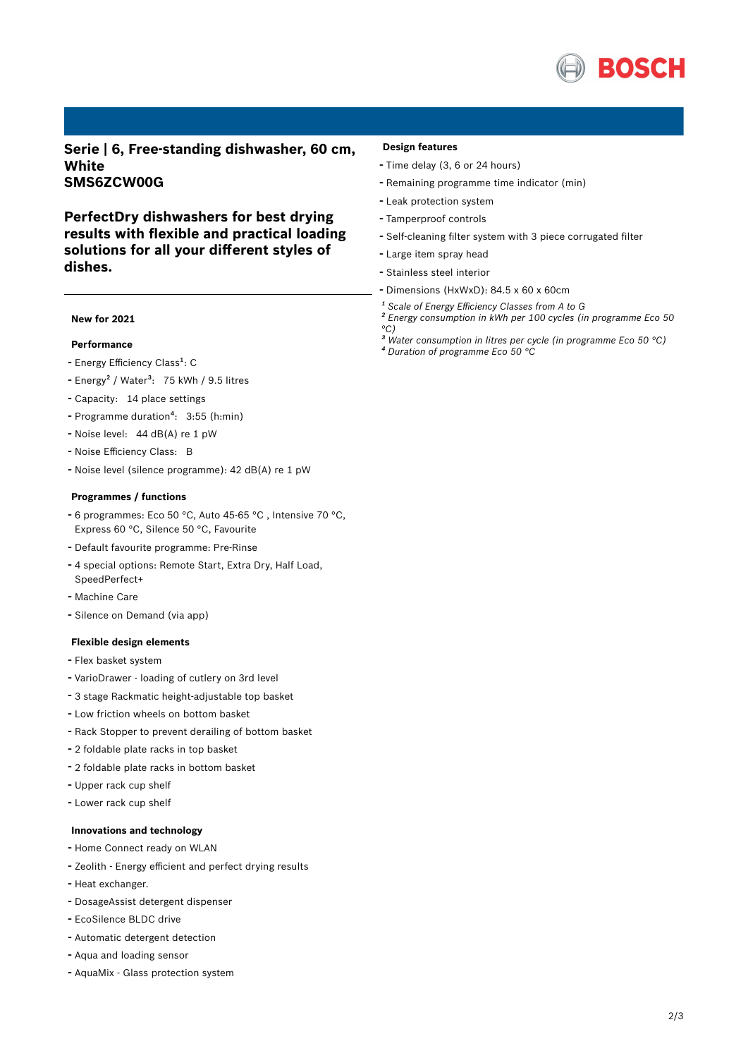# Serie | 6, Free-standing dishwasher, 60 cm, White
# SMS6ZCW00G

## PerfectDry dishwashers for best drying results with flexible and practical loading solutions for all your different styles of dishes.

**New for 2021**

### Performance

- Energy Efficiency Class[1]: C
- Energy[2] / Water[3]: 75 kWh / 9.5 litres
- Capacity: 14 place settings
- Programme duration[4]: 3:55 (h:min)
- Noise level: 44 dB(A) re 1 pW
- Noise Efficiency Class: B
- Noise level (silence programme): 42 dB(A) re 1 pW

### Programmes / functions

- 6 programmes: Eco 50 °C, Auto 45-65 °C , Intensive 70 °C, Express 60 °C, Silence 50 °C, Favourite
- Default favourite programme: Pre-Rinse
- 4 special options: Remote Start, Extra Dry, Half Load, SpeedPerfect+
- Machine Care
- Silence on Demand (via app)

### Flexible design elements

- Flex basket system
- VarioDrawer - loading of cutlery on 3rd level
- 3 stage Rackmatic height-adjustable top basket
- Low friction wheels on bottom basket
- Rack Stopper to prevent derailing of bottom basket
- 2 foldable plate racks in top basket
- 2 foldable plate racks in bottom basket
- Upper rack cup shelf
- Lower rack cup shelf

### Innovations and technology

- Home Connect ready on WLAN
- Zeolith - Energy efficient and perfect drying results
- Heat exchanger.
- DosageAssist detergent dispenser
- EcoSilence BLDC drive
- Automatic detergent detection
- Aqua and loading sensor
- AquaMix - Glass protection system

### Design features

- Time delay (3, 6 or 24 hours)
- Remaining programme time indicator (min)
- Leak protection system
- Tamperproof controls
- Self-cleaning filter system with 3 piece corrugated filter
- Large item spray head
- Stainless steel interior
- Dimensions (HxWxD): 84.5 x 60 x 60cm

*[1] Scale of Energy Efficiency Classes from A to G*
*[2] Energy consumption in kWh per 100 cycles (in programme Eco 50 °C)*
*[3] Water consumption in litres per cycle (in programme Eco 50 °C)*
*[4] Duration of programme Eco 50 °C*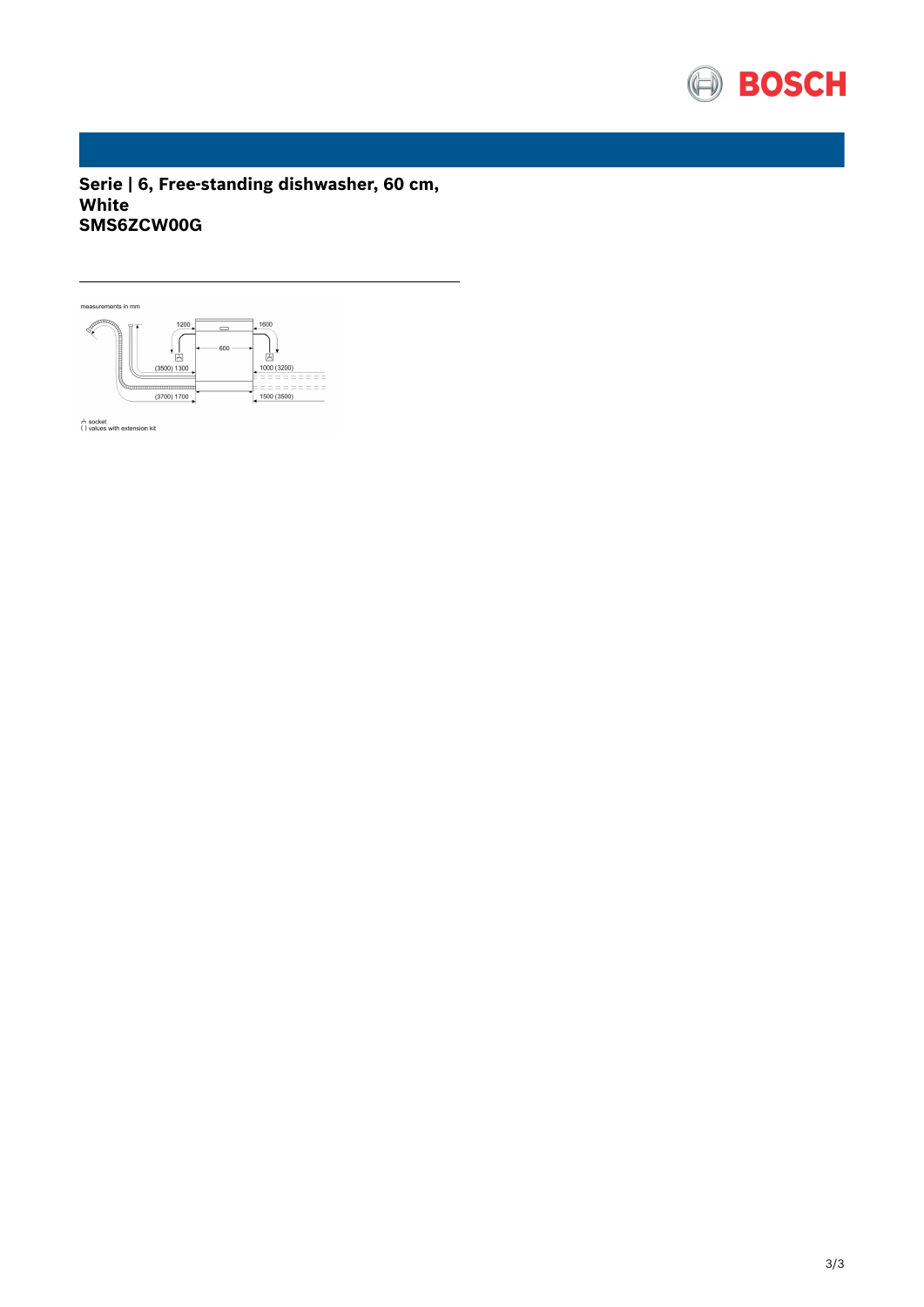# Serie | 6, Free-standing dishwasher, 60 cm, White
## SMS6ZCW00G

measurements in mm

1200

1600

600

(3500) 1300

1000 (3200)

(3700) 1700

1500 (3500)

socket

( ) values with extension kit